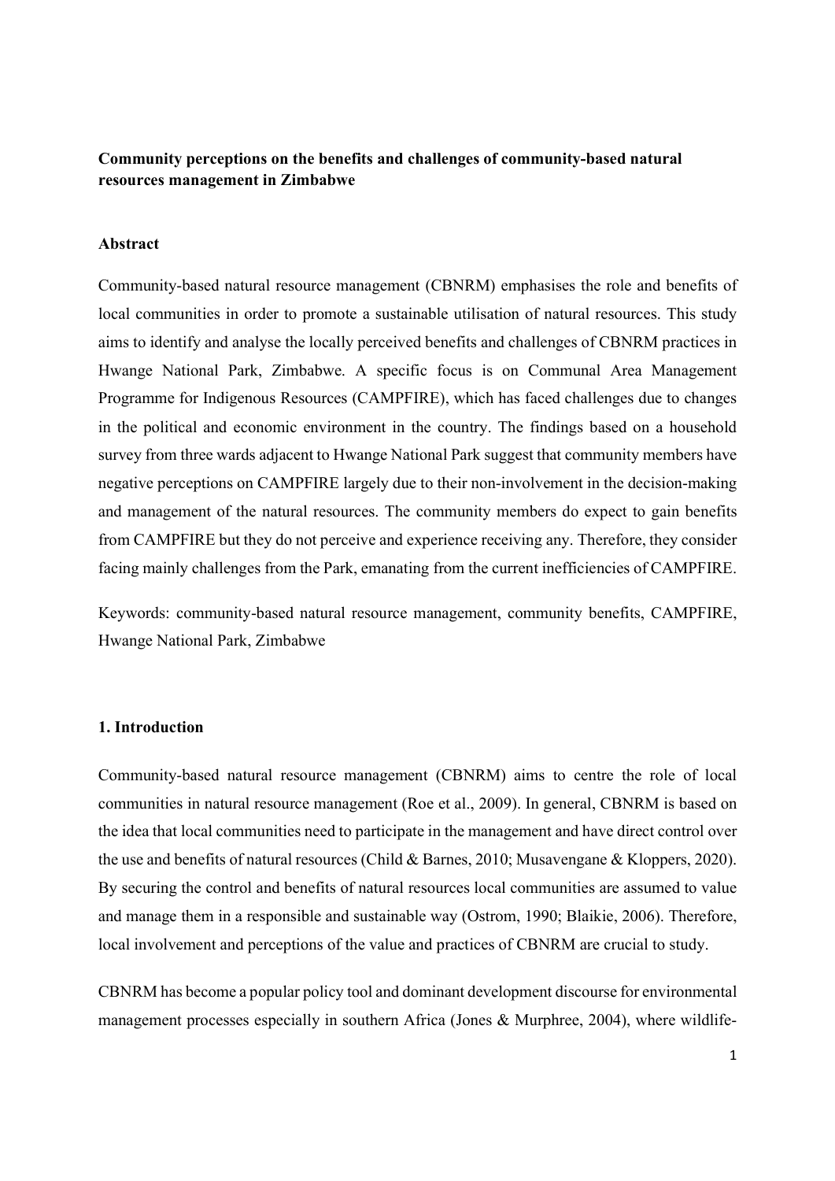# Community perceptions on the benefits and challenges of community-based natural resources management in Zimbabwe

## Abstract

Community-based natural resource management (CBNRM) emphasises the role and benefits of local communities in order to promote a sustainable utilisation of natural resources. This study aims to identify and analyse the locally perceived benefits and challenges of CBNRM practices in Hwange National Park, Zimbabwe. A specific focus is on Communal Area Management Programme for Indigenous Resources (CAMPFIRE), which has faced challenges due to changes in the political and economic environment in the country. The findings based on a household survey from three wards adjacent to Hwange National Park suggest that community members have negative perceptions on CAMPFIRE largely due to their non-involvement in the decision-making and management of the natural resources. The community members do expect to gain benefits from CAMPFIRE but they do not perceive and experience receiving any. Therefore, they consider facing mainly challenges from the Park, emanating from the current inefficiencies of CAMPFIRE.

Keywords: community-based natural resource management, community benefits, CAMPFIRE, Hwange National Park, Zimbabwe

## 1. Introduction

Community-based natural resource management (CBNRM) aims to centre the role of local communities in natural resource management (Roe et al., 2009). In general, CBNRM is based on the idea that local communities need to participate in the management and have direct control over the use and benefits of natural resources (Child & Barnes, 2010; Musavengane & Kloppers, 2020). By securing the control and benefits of natural resources local communities are assumed to value and manage them in a responsible and sustainable way (Ostrom, 1990; Blaikie, 2006). Therefore, local involvement and perceptions of the value and practices of CBNRM are crucial to study.

CBNRM has become a popular policy tool and dominant development discourse for environmental management processes especially in southern Africa (Jones & Murphree, 2004), where wildlife-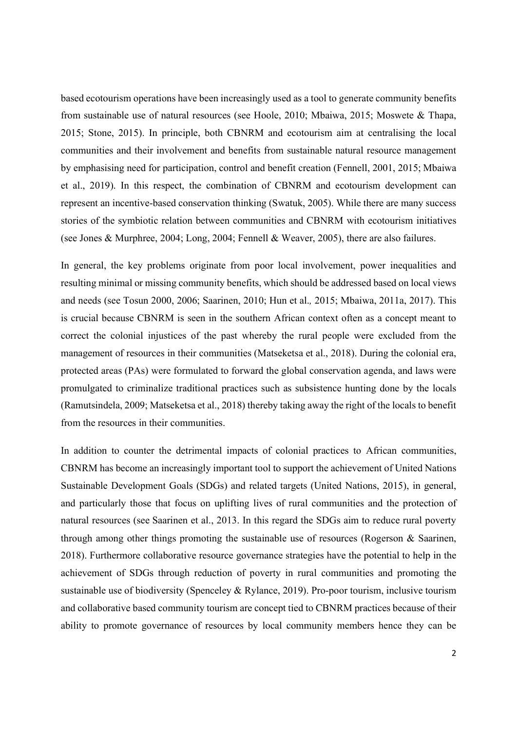based ecotourism operations have been increasingly used as a tool to generate community benefits from sustainable use of natural resources (see Hoole, 2010; Mbaiwa, 2015; Moswete & Thapa, 2015; Stone, 2015). In principle, both CBNRM and ecotourism aim at centralising the local communities and their involvement and benefits from sustainable natural resource management by emphasising need for participation, control and benefit creation (Fennell, 2001, 2015; Mbaiwa et al., 2019). In this respect, the combination of CBNRM and ecotourism development can represent an incentive-based conservation thinking (Swatuk, 2005). While there are many success stories of the symbiotic relation between communities and CBNRM with ecotourism initiatives (see Jones & Murphree, 2004; Long, 2004; Fennell & Weaver, 2005), there are also failures.

In general, the key problems originate from poor local involvement, power inequalities and resulting minimal or missing community benefits, which should be addressed based on local views and needs (see Tosun 2000, 2006; Saarinen, 2010; Hun et al., 2015; Mbaiwa, 2011a, 2017). This is crucial because CBNRM is seen in the southern African context often as a concept meant to correct the colonial injustices of the past whereby the rural people were excluded from the management of resources in their communities (Matseketsa et al., 2018). During the colonial era, protected areas (PAs) were formulated to forward the global conservation agenda, and laws were promulgated to criminalize traditional practices such as subsistence hunting done by the locals (Ramutsindela, 2009; Matseketsa et al., 2018) thereby taking away the right of the locals to benefit from the resources in their communities.

In addition to counter the detrimental impacts of colonial practices to African communities, CBNRM has become an increasingly important tool to support the achievement of United Nations Sustainable Development Goals (SDGs) and related targets (United Nations, 2015), in general, and particularly those that focus on uplifting lives of rural communities and the protection of natural resources (see Saarinen et al., 2013. In this regard the SDGs aim to reduce rural poverty through among other things promoting the sustainable use of resources (Rogerson & Saarinen, 2018). Furthermore collaborative resource governance strategies have the potential to help in the achievement of SDGs through reduction of poverty in rural communities and promoting the sustainable use of biodiversity (Spenceley & Rylance, 2019). Pro-poor tourism, inclusive tourism and collaborative based community tourism are concept tied to CBNRM practices because of their ability to promote governance of resources by local community members hence they can be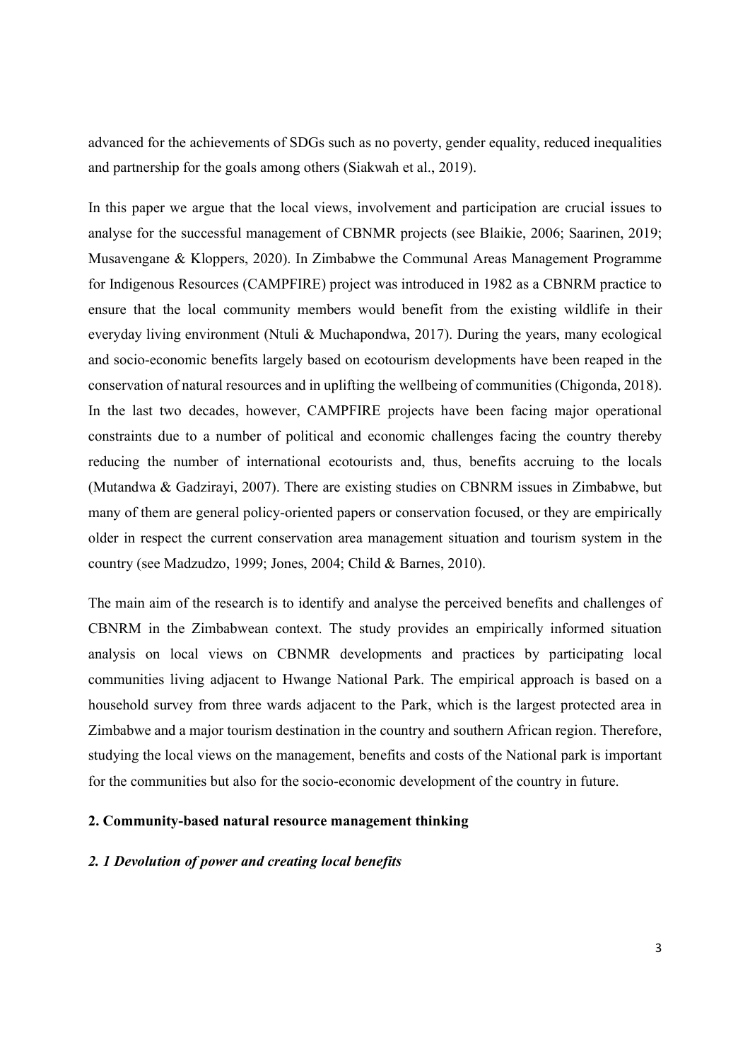advanced for the achievements of SDGs such as no poverty, gender equality, reduced inequalities and partnership for the goals among others (Siakwah et al., 2019).

In this paper we argue that the local views, involvement and participation are crucial issues to analyse for the successful management of CBNMR projects (see Blaikie, 2006; Saarinen, 2019; Musavengane & Kloppers, 2020). In Zimbabwe the Communal Areas Management Programme for Indigenous Resources (CAMPFIRE) project was introduced in 1982 as a CBNRM practice to ensure that the local community members would benefit from the existing wildlife in their everyday living environment (Ntuli & Muchapondwa, 2017). During the years, many ecological and socio-economic benefits largely based on ecotourism developments have been reaped in the conservation of natural resources and in uplifting the wellbeing of communities (Chigonda, 2018). In the last two decades, however, CAMPFIRE projects have been facing major operational constraints due to a number of political and economic challenges facing the country thereby reducing the number of international ecotourists and, thus, benefits accruing to the locals (Mutandwa & Gadzirayi, 2007). There are existing studies on CBNRM issues in Zimbabwe, but many of them are general policy-oriented papers or conservation focused, or they are empirically older in respect the current conservation area management situation and tourism system in the country (see Madzudzo, 1999; Jones, 2004; Child & Barnes, 2010).

The main aim of the research is to identify and analyse the perceived benefits and challenges of CBNRM in the Zimbabwean context. The study provides an empirically informed situation analysis on local views on CBNMR developments and practices by participating local communities living adjacent to Hwange National Park. The empirical approach is based on a household survey from three wards adjacent to the Park, which is the largest protected area in Zimbabwe and a major tourism destination in the country and southern African region. Therefore, studying the local views on the management, benefits and costs of the National park is important for the communities but also for the socio-economic development of the country in future.

## 2. Community-based natural resource management thinking

### *2. 1 Devolution of power and creating local benefits*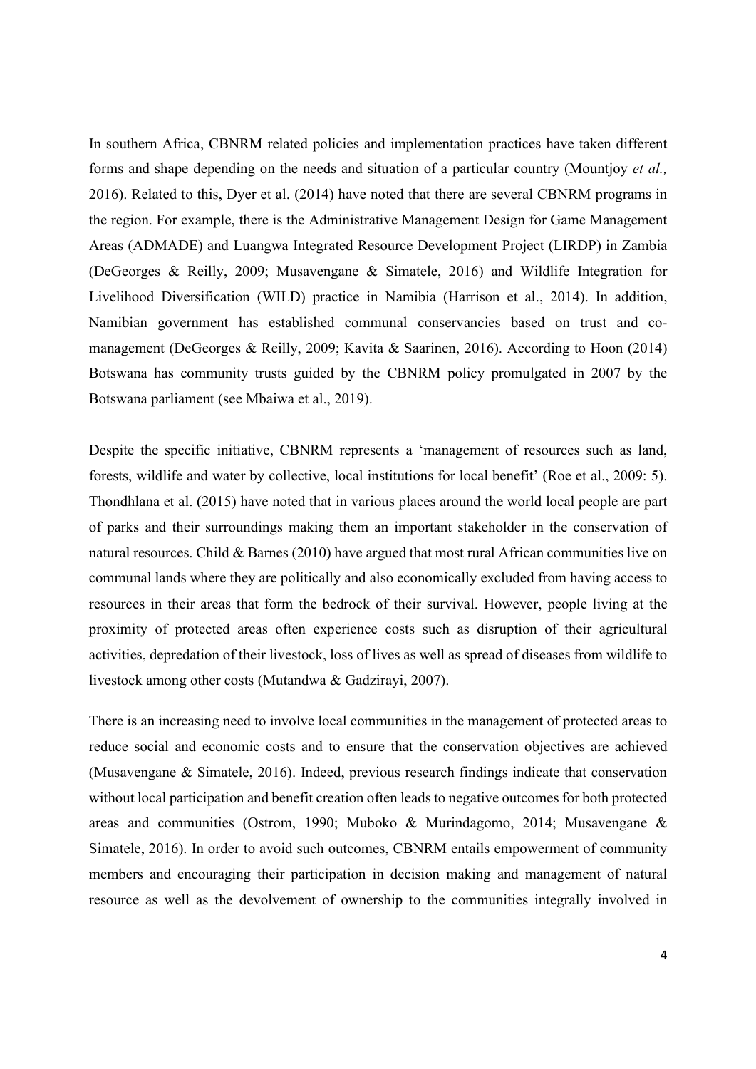In southern Africa, CBNRM related policies and implementation practices have taken different forms and shape depending on the needs and situation of a particular country (Mountjoy *et al.,* 2016). Related to this, Dyer et al. (2014) have noted that there are several CBNRM programs in the region. For example, there is the Administrative Management Design for Game Management Areas (ADMADE) and Luangwa Integrated Resource Development Project (LIRDP) in Zambia (DeGeorges & Reilly, 2009; Musavengane & Simatele, 2016) and Wildlife Integration for Livelihood Diversification (WILD) practice in Namibia (Harrison et al., 2014). In addition, Namibian government has established communal conservancies based on trust and co-management (DeGeorges & Reilly, 2009; Kavita & Saarinen, 2016). According to Hoon (2014) Botswana has community trusts guided by the CBNRM policy promulgated in 2007 by the Botswana parliament (see Mbaiwa et al., 2019).

Despite the specific initiative, CBNRM represents a 'management of resources such as land, forests, wildlife and water by collective, local institutions for local benefit' (Roe et al., 2009: 5). Thondhlana et al. (2015) have noted that in various places around the world local people are part of parks and their surroundings making them an important stakeholder in the conservation of natural resources. Child & Barnes (2010) have argued that most rural African communities live on communal lands where they are politically and also economically excluded from having access to resources in their areas that form the bedrock of their survival. However, people living at the proximity of protected areas often experience costs such as disruption of their agricultural activities, depredation of their livestock, loss of lives as well as spread of diseases from wildlife to livestock among other costs (Mutandwa & Gadzirayi, 2007).

There is an increasing need to involve local communities in the management of protected areas to reduce social and economic costs and to ensure that the conservation objectives are achieved (Musavengane & Simatele, 2016). Indeed, previous research findings indicate that conservation without local participation and benefit creation often leads to negative outcomes for both protected areas and communities (Ostrom, 1990; Muboko & Murindagomo, 2014; Musavengane & Simatele, 2016). In order to avoid such outcomes, CBNRM entails empowerment of community members and encouraging their participation in decision making and management of natural resource as well as the devolvement of ownership to the communities integrally involved in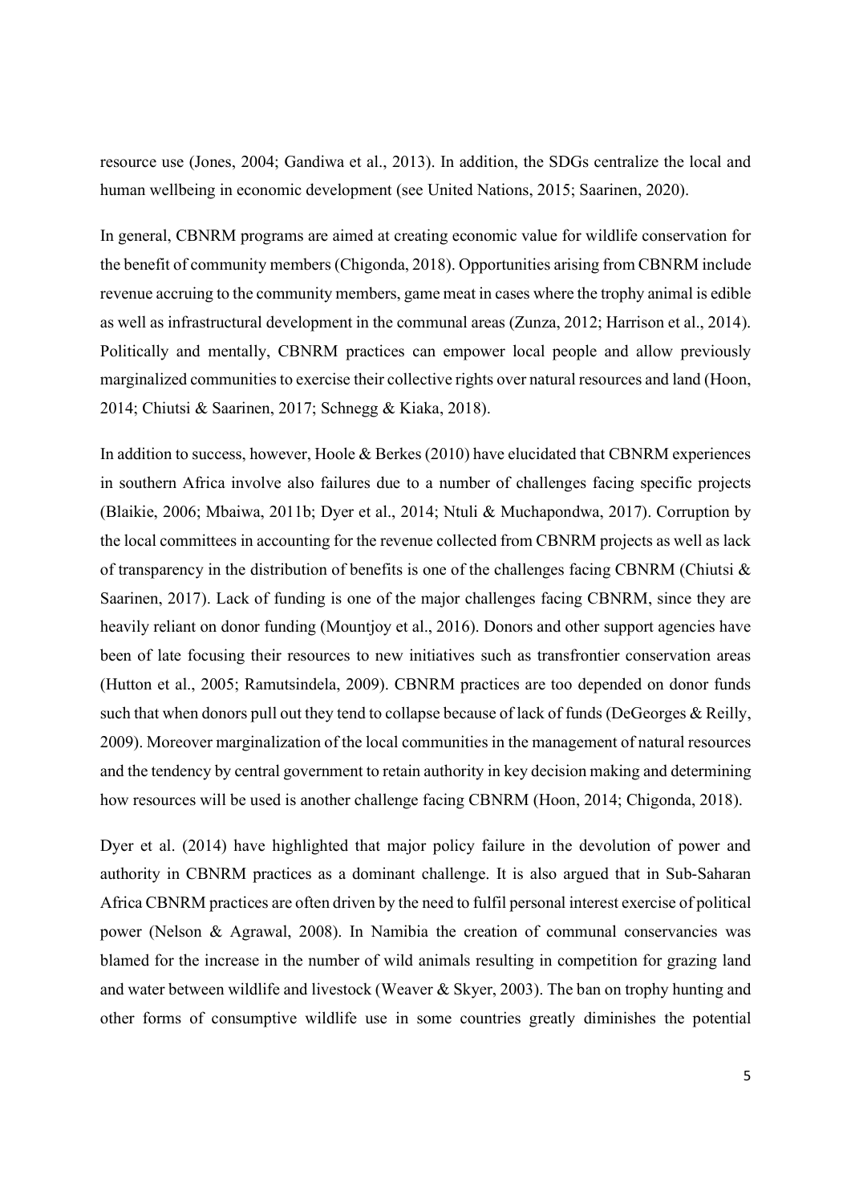resource use (Jones, 2004; Gandiwa et al., 2013). In addition, the SDGs centralize the local and human wellbeing in economic development (see United Nations, 2015; Saarinen, 2020).

In general, CBNRM programs are aimed at creating economic value for wildlife conservation for the benefit of community members (Chigonda, 2018). Opportunities arising from CBNRM include revenue accruing to the community members, game meat in cases where the trophy animal is edible as well as infrastructural development in the communal areas (Zunza, 2012; Harrison et al., 2014). Politically and mentally, CBNRM practices can empower local people and allow previously marginalized communities to exercise their collective rights over natural resources and land (Hoon, 2014; Chiutsi & Saarinen, 2017; Schnegg & Kiaka, 2018).

In addition to success, however, Hoole & Berkes (2010) have elucidated that CBNRM experiences in southern Africa involve also failures due to a number of challenges facing specific projects (Blaikie, 2006; Mbaiwa, 2011b; Dyer et al., 2014; Ntuli & Muchapondwa, 2017). Corruption by the local committees in accounting for the revenue collected from CBNRM projects as well as lack of transparency in the distribution of benefits is one of the challenges facing CBNRM (Chiutsi & Saarinen, 2017). Lack of funding is one of the major challenges facing CBNRM, since they are heavily reliant on donor funding (Mountjoy et al., 2016). Donors and other support agencies have been of late focusing their resources to new initiatives such as transfrontier conservation areas (Hutton et al., 2005; Ramutsindela, 2009). CBNRM practices are too depended on donor funds such that when donors pull out they tend to collapse because of lack of funds (DeGeorges & Reilly, 2009). Moreover marginalization of the local communities in the management of natural resources and the tendency by central government to retain authority in key decision making and determining how resources will be used is another challenge facing CBNRM (Hoon, 2014; Chigonda, 2018).

Dyer et al. (2014) have highlighted that major policy failure in the devolution of power and authority in CBNRM practices as a dominant challenge. It is also argued that in Sub-Saharan Africa CBNRM practices are often driven by the need to fulfil personal interest exercise of political power (Nelson & Agrawal, 2008). In Namibia the creation of communal conservancies was blamed for the increase in the number of wild animals resulting in competition for grazing land and water between wildlife and livestock (Weaver & Skyer, 2003). The ban on trophy hunting and other forms of consumptive wildlife use in some countries greatly diminishes the potential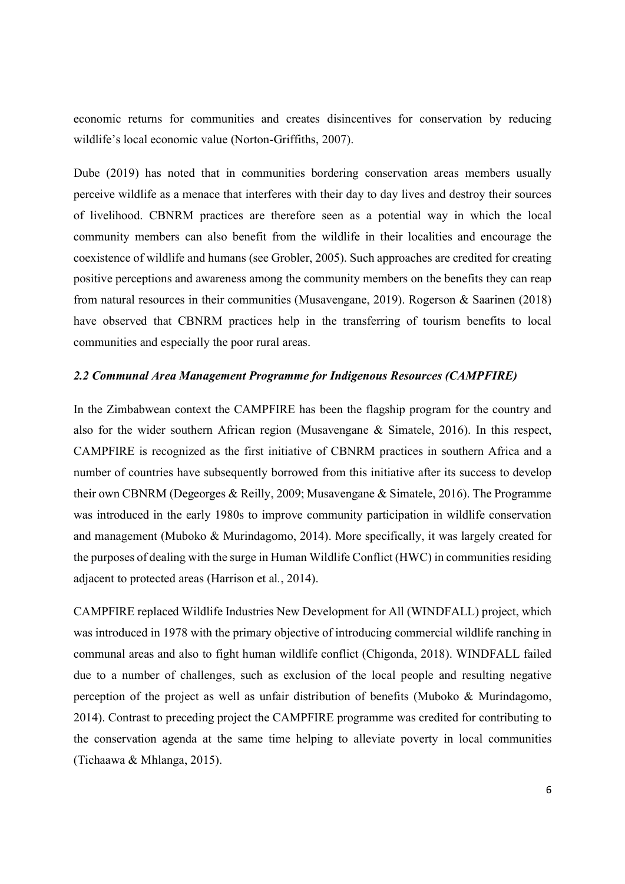economic returns for communities and creates disincentives for conservation by reducing wildlife's local economic value (Norton-Griffiths, 2007).

Dube (2019) has noted that in communities bordering conservation areas members usually perceive wildlife as a menace that interferes with their day to day lives and destroy their sources of livelihood. CBNRM practices are therefore seen as a potential way in which the local community members can also benefit from the wildlife in their localities and encourage the coexistence of wildlife and humans (see Grobler, 2005). Such approaches are credited for creating positive perceptions and awareness among the community members on the benefits they can reap from natural resources in their communities (Musavengane, 2019). Rogerson & Saarinen (2018) have observed that CBNRM practices help in the transferring of tourism benefits to local communities and especially the poor rural areas.

### *2.2 Communal Area Management Programme for Indigenous Resources (CAMPFIRE)*

In the Zimbabwean context the CAMPFIRE has been the flagship program for the country and also for the wider southern African region (Musavengane & Simatele, 2016). In this respect, CAMPFIRE is recognized as the first initiative of CBNRM practices in southern Africa and a number of countries have subsequently borrowed from this initiative after its success to develop their own CBNRM (Degeorges & Reilly, 2009; Musavengane & Simatele, 2016). The Programme was introduced in the early 1980s to improve community participation in wildlife conservation and management (Muboko & Murindagomo, 2014). More specifically, it was largely created for the purposes of dealing with the surge in Human Wildlife Conflict (HWC) in communities residing adjacent to protected areas (Harrison et al*.*, 2014).

CAMPFIRE replaced Wildlife Industries New Development for All (WINDFALL) project, which was introduced in 1978 with the primary objective of introducing commercial wildlife ranching in communal areas and also to fight human wildlife conflict (Chigonda, 2018). WINDFALL failed due to a number of challenges, such as exclusion of the local people and resulting negative perception of the project as well as unfair distribution of benefits (Muboko & Murindagomo, 2014). Contrast to preceding project the CAMPFIRE programme was credited for contributing to the conservation agenda at the same time helping to alleviate poverty in local communities (Tichaawa & Mhlanga, 2015).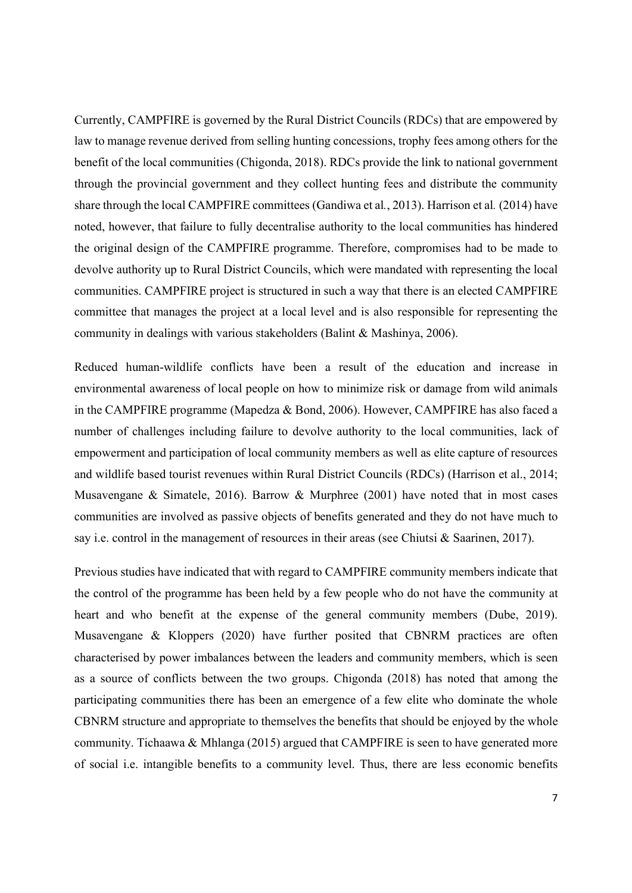Currently, CAMPFIRE is governed by the Rural District Councils (RDCs) that are empowered by law to manage revenue derived from selling hunting concessions, trophy fees among others for the benefit of the local communities (Chigonda, 2018). RDCs provide the link to national government through the provincial government and they collect hunting fees and distribute the community share through the local CAMPFIRE committees (Gandiwa et al*.*, 2013). Harrison et al*.* (2014) have noted, however, that failure to fully decentralise authority to the local communities has hindered the original design of the CAMPFIRE programme. Therefore, compromises had to be made to devolve authority up to Rural District Councils, which were mandated with representing the local communities. CAMPFIRE project is structured in such a way that there is an elected CAMPFIRE committee that manages the project at a local level and is also responsible for representing the community in dealings with various stakeholders (Balint & Mashinya, 2006).

Reduced human-wildlife conflicts have been a result of the education and increase in environmental awareness of local people on how to minimize risk or damage from wild animals in the CAMPFIRE programme (Mapedza & Bond, 2006). However, CAMPFIRE has also faced a number of challenges including failure to devolve authority to the local communities, lack of empowerment and participation of local community members as well as elite capture of resources and wildlife based tourist revenues within Rural District Councils (RDCs) (Harrison et al., 2014; Musavengane & Simatele, 2016). Barrow & Murphree (2001) have noted that in most cases communities are involved as passive objects of benefits generated and they do not have much to say i.e. control in the management of resources in their areas (see Chiutsi & Saarinen, 2017).

Previous studies have indicated that with regard to CAMPFIRE community members indicate that the control of the programme has been held by a few people who do not have the community at heart and who benefit at the expense of the general community members (Dube, 2019). Musavengane & Kloppers (2020) have further posited that CBNRM practices are often characterised by power imbalances between the leaders and community members, which is seen as a source of conflicts between the two groups. Chigonda (2018) has noted that among the participating communities there has been an emergence of a few elite who dominate the whole CBNRM structure and appropriate to themselves the benefits that should be enjoyed by the whole community. Tichaawa & Mhlanga (2015) argued that CAMPFIRE is seen to have generated more of social i.e. intangible benefits to a community level. Thus, there are less economic benefits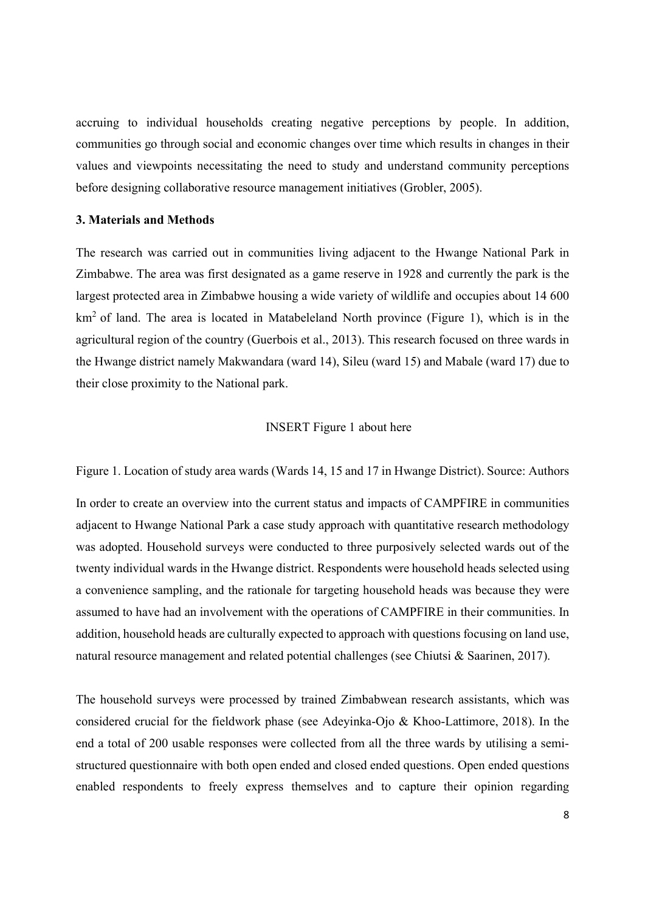accruing to individual households creating negative perceptions by people. In addition, communities go through social and economic changes over time which results in changes in their values and viewpoints necessitating the need to study and understand community perceptions before designing collaborative resource management initiatives (Grobler, 2005).

### 3. Materials and Methods

The research was carried out in communities living adjacent to the Hwange National Park in Zimbabwe. The area was first designated as a game reserve in 1928 and currently the park is the largest protected area in Zimbabwe housing a wide variety of wildlife and occupies about 14 600 $km^2$ of land. The area is located in Matabeleland North province (Figure 1), which is in the agricultural region of the country (Guerbois et al., 2013). This research focused on three wards in the Hwange district namely Makwandara (ward 14), Sileu (ward 15) and Mabale (ward 17) due to their close proximity to the National park.

INSERT Figure 1 about here

Figure 1. Location of study area wards (Wards 14, 15 and 17 in Hwange District). Source: Authors

In order to create an overview into the current status and impacts of CAMPFIRE in communities adjacent to Hwange National Park a case study approach with quantitative research methodology was adopted. Household surveys were conducted to three purposively selected wards out of the twenty individual wards in the Hwange district. Respondents were household heads selected using a convenience sampling, and the rationale for targeting household heads was because they were assumed to have had an involvement with the operations of CAMPFIRE in their communities. In addition, household heads are culturally expected to approach with questions focusing on land use, natural resource management and related potential challenges (see Chiutsi & Saarinen, 2017).

The household surveys were processed by trained Zimbabwean research assistants, which was considered crucial for the fieldwork phase (see Adeyinka-Ojo & Khoo-Lattimore, 2018). In the end a total of 200 usable responses were collected from all the three wards by utilising a semi-structured questionnaire with both open ended and closed ended questions. Open ended questions enabled respondents to freely express themselves and to capture their opinion regarding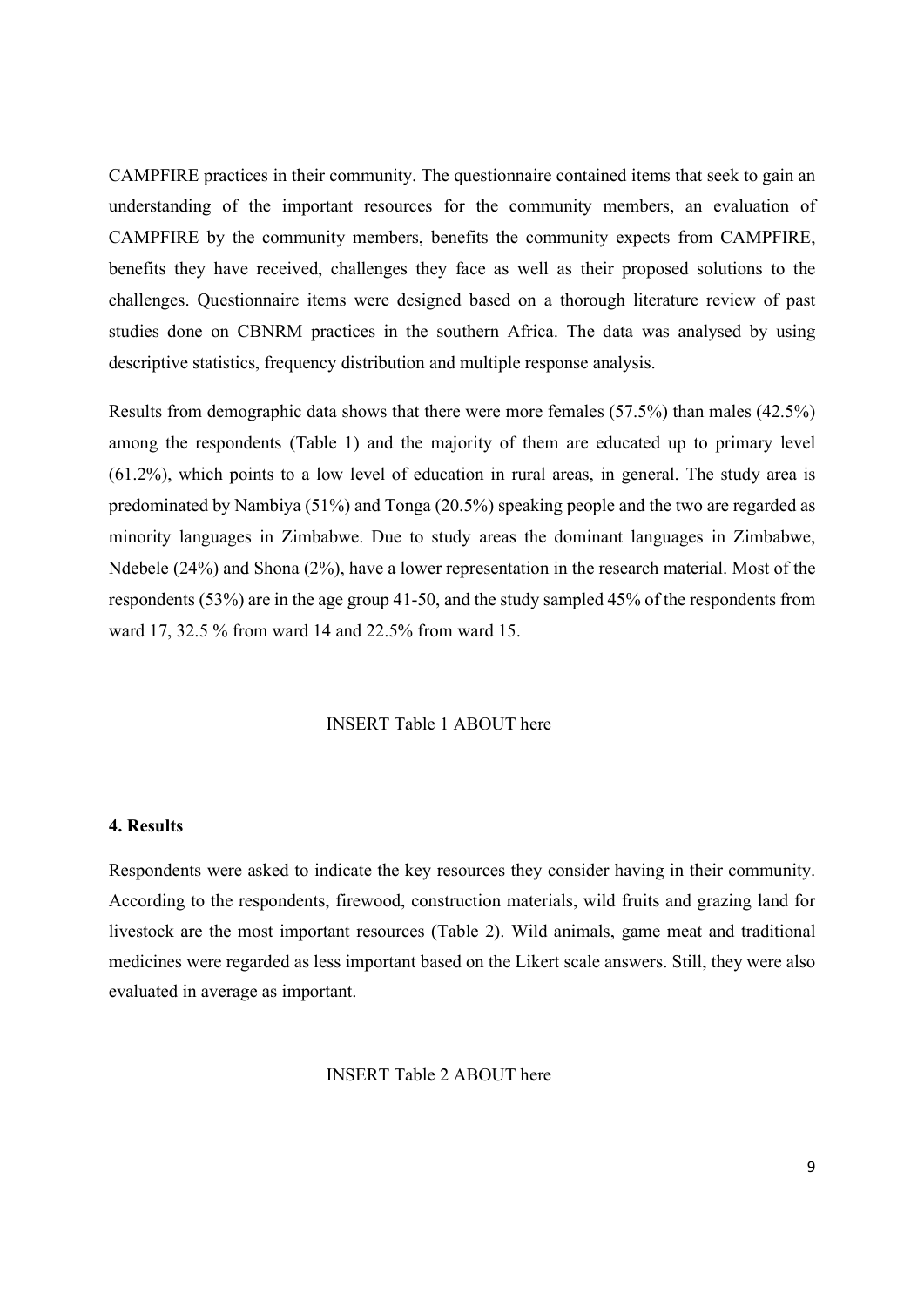CAMPFIRE practices in their community. The questionnaire contained items that seek to gain an understanding of the important resources for the community members, an evaluation of CAMPFIRE by the community members, benefits the community expects from CAMPFIRE, benefits they have received, challenges they face as well as their proposed solutions to the challenges. Questionnaire items were designed based on a thorough literature review of past studies done on CBNRM practices in the southern Africa. The data was analysed by using descriptive statistics, frequency distribution and multiple response analysis.

Results from demographic data shows that there were more females (57.5%) than males (42.5%) among the respondents (Table 1) and the majority of them are educated up to primary level (61.2%), which points to a low level of education in rural areas, in general. The study area is predominated by Nambiya (51%) and Tonga (20.5%) speaking people and the two are regarded as minority languages in Zimbabwe. Due to study areas the dominant languages in Zimbabwe, Ndebele (24%) and Shona (2%), have a lower representation in the research material. Most of the respondents (53%) are in the age group 41-50, and the study sampled 45% of the respondents from ward 17, 32.5 % from ward 14 and 22.5% from ward 15.

INSERT Table 1 ABOUT here

## 4. Results

Respondents were asked to indicate the key resources they consider having in their community. According to the respondents, firewood, construction materials, wild fruits and grazing land for livestock are the most important resources (Table 2). Wild animals, game meat and traditional medicines were regarded as less important based on the Likert scale answers. Still, they were also evaluated in average as important.

INSERT Table 2 ABOUT here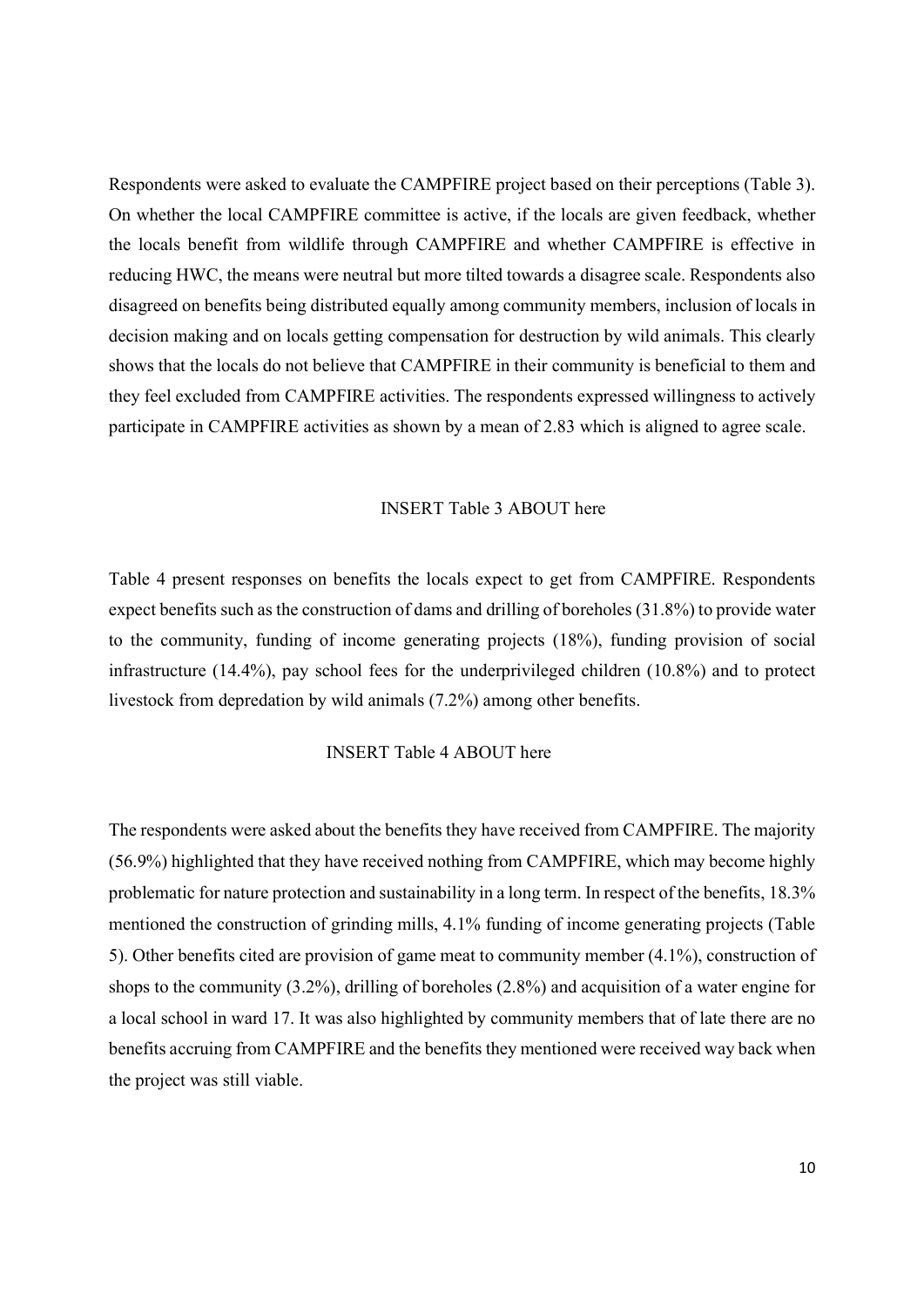Respondents were asked to evaluate the CAMPFIRE project based on their perceptions (Table 3). On whether the local CAMPFIRE committee is active, if the locals are given feedback, whether the locals benefit from wildlife through CAMPFIRE and whether CAMPFIRE is effective in reducing HWC, the means were neutral but more tilted towards a disagree scale. Respondents also disagreed on benefits being distributed equally among community members, inclusion of locals in decision making and on locals getting compensation for destruction by wild animals. This clearly shows that the locals do not believe that CAMPFIRE in their community is beneficial to them and they feel excluded from CAMPFIRE activities. The respondents expressed willingness to actively participate in CAMPFIRE activities as shown by a mean of 2.83 which is aligned to agree scale.

INSERT Table 3 ABOUT here

Table 4 present responses on benefits the locals expect to get from CAMPFIRE. Respondents expect benefits such as the construction of dams and drilling of boreholes (31.8%) to provide water to the community, funding of income generating projects (18%), funding provision of social infrastructure (14.4%), pay school fees for the underprivileged children (10.8%) and to protect livestock from depredation by wild animals (7.2%) among other benefits.

INSERT Table 4 ABOUT here

The respondents were asked about the benefits they have received from CAMPFIRE. The majority (56.9%) highlighted that they have received nothing from CAMPFIRE, which may become highly problematic for nature protection and sustainability in a long term. In respect of the benefits, 18.3% mentioned the construction of grinding mills, 4.1% funding of income generating projects (Table 5). Other benefits cited are provision of game meat to community member (4.1%), construction of shops to the community (3.2%), drilling of boreholes (2.8%) and acquisition of a water engine for a local school in ward 17. It was also highlighted by community members that of late there are no benefits accruing from CAMPFIRE and the benefits they mentioned were received way back when the project was still viable.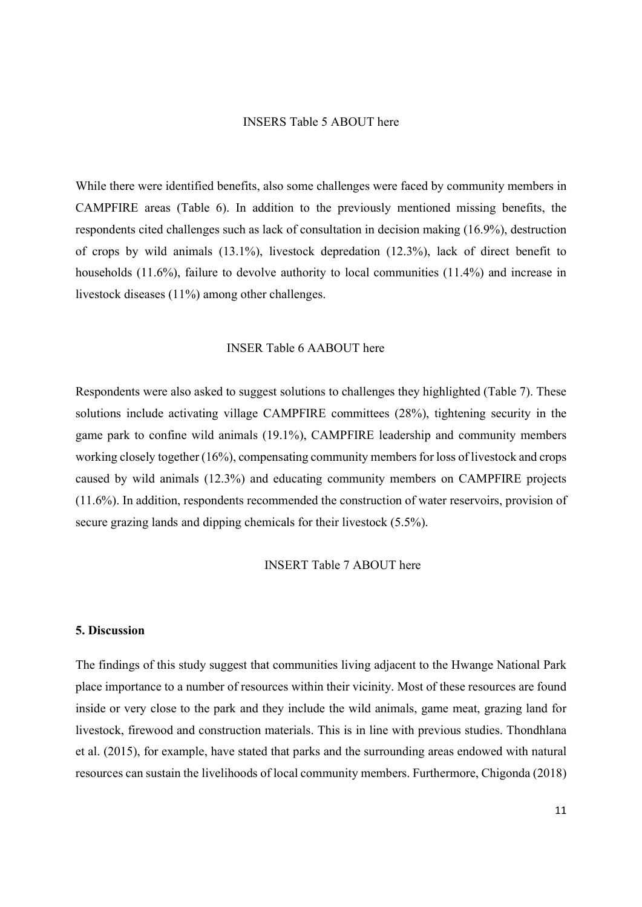INSERS Table 5 ABOUT here

While there were identified benefits, also some challenges were faced by community members in CAMPFIRE areas (Table 6). In addition to the previously mentioned missing benefits, the respondents cited challenges such as lack of consultation in decision making (16.9%), destruction of crops by wild animals (13.1%), livestock depredation (12.3%), lack of direct benefit to households (11.6%), failure to devolve authority to local communities (11.4%) and increase in livestock diseases (11%) among other challenges.

INSER Table 6 AABOUT here

Respondents were also asked to suggest solutions to challenges they highlighted (Table 7). These solutions include activating village CAMPFIRE committees (28%), tightening security in the game park to confine wild animals (19.1%), CAMPFIRE leadership and community members working closely together (16%), compensating community members for loss of livestock and crops caused by wild animals (12.3%) and educating community members on CAMPFIRE projects (11.6%). In addition, respondents recommended the construction of water reservoirs, provision of secure grazing lands and dipping chemicals for their livestock (5.5%).

INSERT Table 7 ABOUT here

## 5. Discussion

The findings of this study suggest that communities living adjacent to the Hwange National Park place importance to a number of resources within their vicinity. Most of these resources are found inside or very close to the park and they include the wild animals, game meat, grazing land for livestock, firewood and construction materials. This is in line with previous studies. Thondhlana et al. (2015), for example, have stated that parks and the surrounding areas endowed with natural resources can sustain the livelihoods of local community members. Furthermore, Chigonda (2018)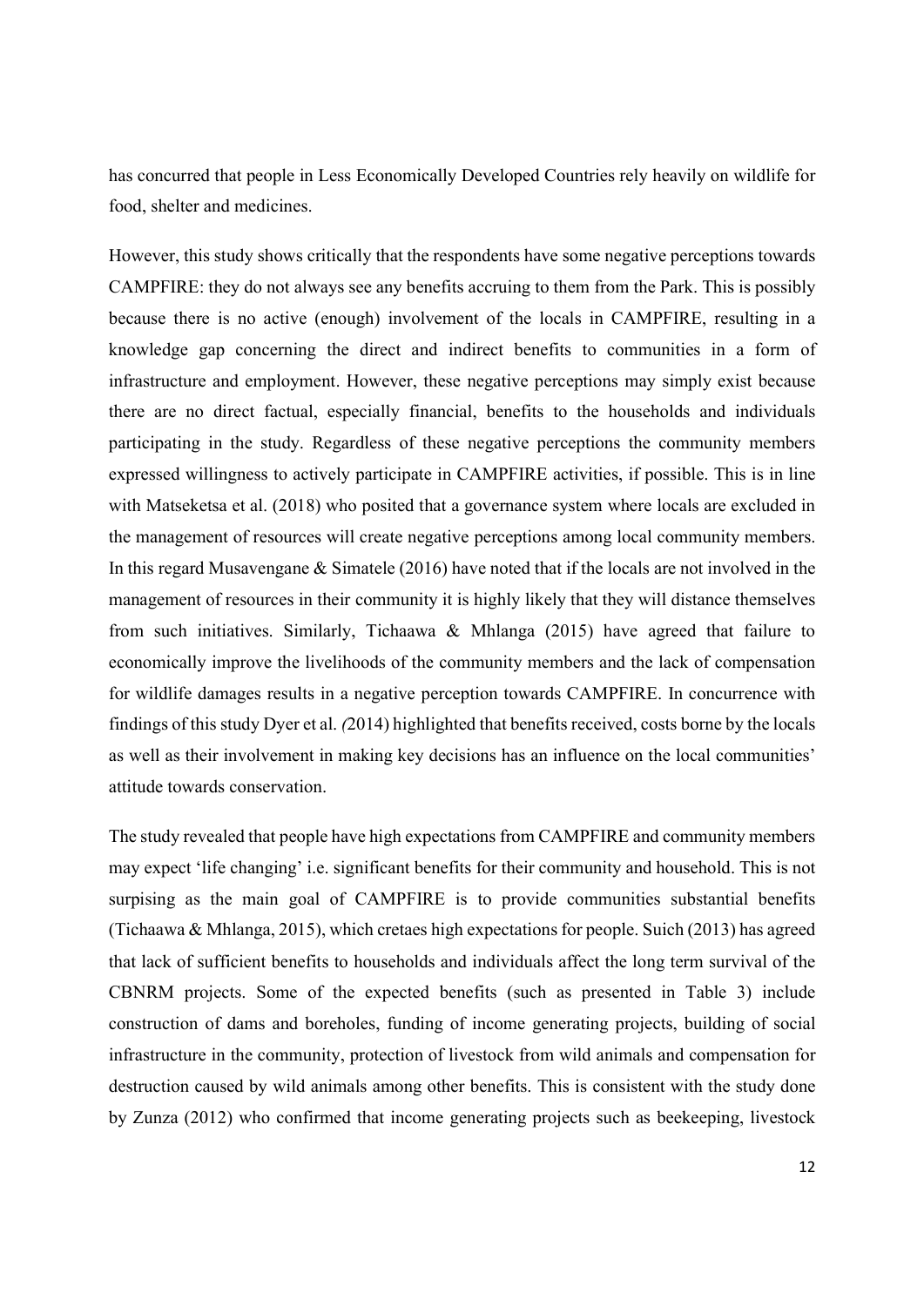has concurred that people in Less Economically Developed Countries rely heavily on wildlife for food, shelter and medicines.

However, this study shows critically that the respondents have some negative perceptions towards CAMPFIRE: they do not always see any benefits accruing to them from the Park. This is possibly because there is no active (enough) involvement of the locals in CAMPFIRE, resulting in a knowledge gap concerning the direct and indirect benefits to communities in a form of infrastructure and employment. However, these negative perceptions may simply exist because there are no direct factual, especially financial, benefits to the households and individuals participating in the study. Regardless of these negative perceptions the community members expressed willingness to actively participate in CAMPFIRE activities, if possible. This is in line with Matseketsa et al. (2018) who posited that a governance system where locals are excluded in the management of resources will create negative perceptions among local community members. In this regard Musavengane & Simatele (2016) have noted that if the locals are not involved in the management of resources in their community it is highly likely that they will distance themselves from such initiatives. Similarly, Tichaawa & Mhlanga (2015) have agreed that failure to economically improve the livelihoods of the community members and the lack of compensation for wildlife damages results in a negative perception towards CAMPFIRE. In concurrence with findings of this study Dyer et al. *(*2014) highlighted that benefits received, costs borne by the locals as well as their involvement in making key decisions has an influence on the local communities' attitude towards conservation.

The study revealed that people have high expectations from CAMPFIRE and community members may expect 'life changing' i.e. significant benefits for their community and household. This is not surpising as the main goal of CAMPFIRE is to provide communities substantial benefits (Tichaawa & Mhlanga, 2015), which cretaes high expectations for people. Suich (2013) has agreed that lack of sufficient benefits to households and individuals affect the long term survival of the CBNRM projects. Some of the expected benefits (such as presented in Table 3) include construction of dams and boreholes, funding of income generating projects, building of social infrastructure in the community, protection of livestock from wild animals and compensation for destruction caused by wild animals among other benefits. This is consistent with the study done by Zunza (2012) who confirmed that income generating projects such as beekeeping, livestock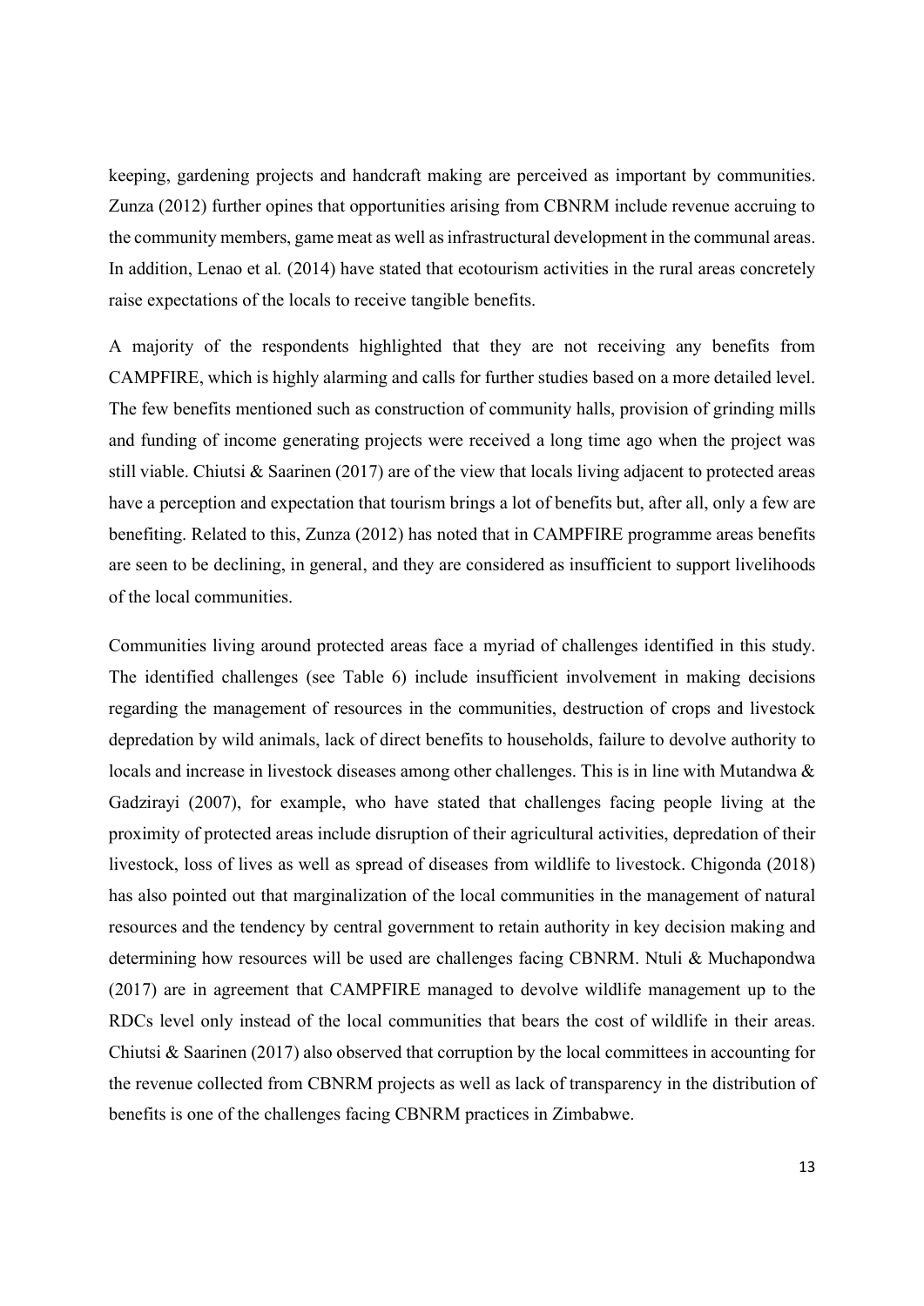keeping, gardening projects and handcraft making are perceived as important by communities. Zunza (2012) further opines that opportunities arising from CBNRM include revenue accruing to the community members, game meat as well as infrastructural development in the communal areas. In addition, Lenao et al*.* (2014) have stated that ecotourism activities in the rural areas concretely raise expectations of the locals to receive tangible benefits.

A majority of the respondents highlighted that they are not receiving any benefits from CAMPFIRE, which is highly alarming and calls for further studies based on a more detailed level. The few benefits mentioned such as construction of community halls, provision of grinding mills and funding of income generating projects were received a long time ago when the project was still viable. Chiutsi & Saarinen (2017) are of the view that locals living adjacent to protected areas have a perception and expectation that tourism brings a lot of benefits but, after all, only a few are benefiting. Related to this, Zunza (2012) has noted that in CAMPFIRE programme areas benefits are seen to be declining, in general, and they are considered as insufficient to support livelihoods of the local communities.

Communities living around protected areas face a myriad of challenges identified in this study. The identified challenges (see Table 6) include insufficient involvement in making decisions regarding the management of resources in the communities, destruction of crops and livestock depredation by wild animals, lack of direct benefits to households, failure to devolve authority to locals and increase in livestock diseases among other challenges. This is in line with Mutandwa & Gadzirayi (2007), for example, who have stated that challenges facing people living at the proximity of protected areas include disruption of their agricultural activities, depredation of their livestock, loss of lives as well as spread of diseases from wildlife to livestock. Chigonda (2018) has also pointed out that marginalization of the local communities in the management of natural resources and the tendency by central government to retain authority in key decision making and determining how resources will be used are challenges facing CBNRM. Ntuli & Muchapondwa (2017) are in agreement that CAMPFIRE managed to devolve wildlife management up to the RDCs level only instead of the local communities that bears the cost of wildlife in their areas. Chiutsi & Saarinen (2017) also observed that corruption by the local committees in accounting for the revenue collected from CBNRM projects as well as lack of transparency in the distribution of benefits is one of the challenges facing CBNRM practices in Zimbabwe.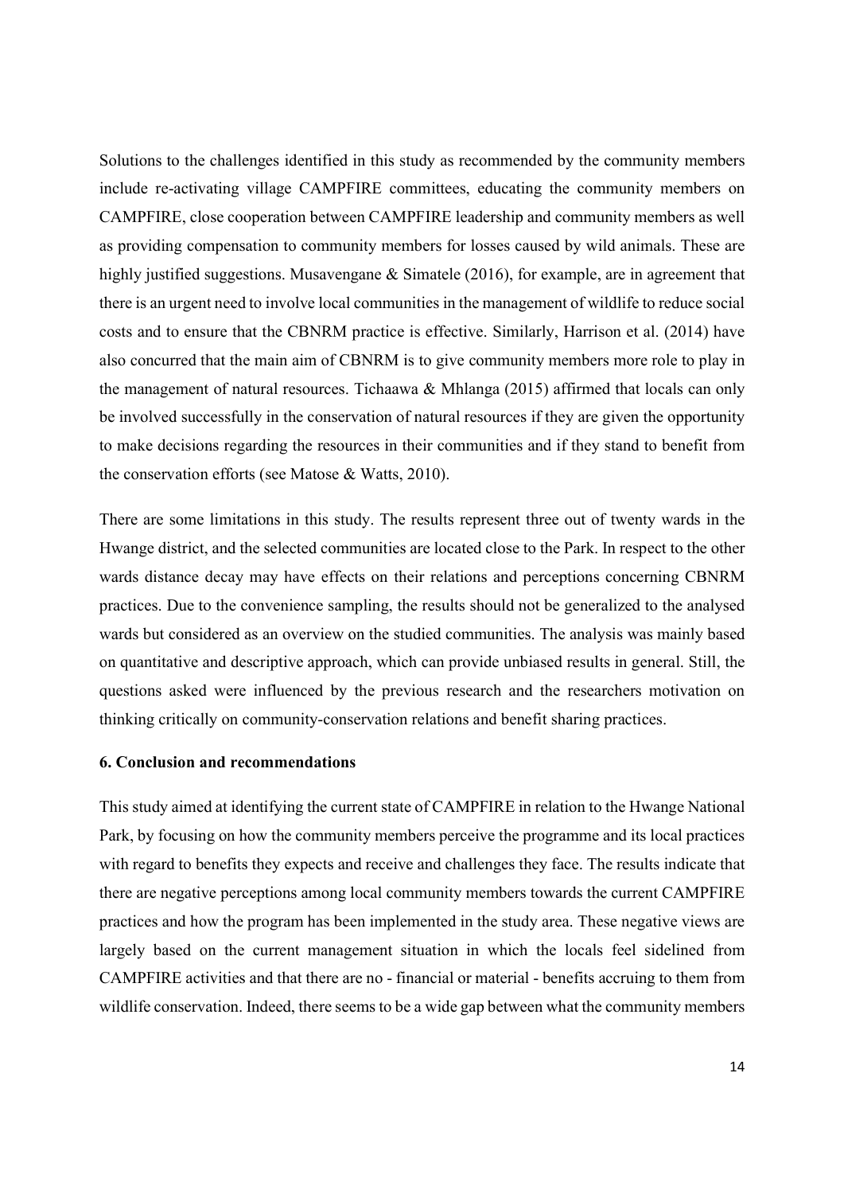Solutions to the challenges identified in this study as recommended by the community members include re-activating village CAMPFIRE committees, educating the community members on CAMPFIRE, close cooperation between CAMPFIRE leadership and community members as well as providing compensation to community members for losses caused by wild animals. These are highly justified suggestions. Musavengane & Simatele (2016), for example, are in agreement that there is an urgent need to involve local communities in the management of wildlife to reduce social costs and to ensure that the CBNRM practice is effective. Similarly, Harrison et al. (2014) have also concurred that the main aim of CBNRM is to give community members more role to play in the management of natural resources. Tichaawa & Mhlanga (2015) affirmed that locals can only be involved successfully in the conservation of natural resources if they are given the opportunity to make decisions regarding the resources in their communities and if they stand to benefit from the conservation efforts (see Matose & Watts, 2010).

There are some limitations in this study. The results represent three out of twenty wards in the Hwange district, and the selected communities are located close to the Park. In respect to the other wards distance decay may have effects on their relations and perceptions concerning CBNRM practices. Due to the convenience sampling, the results should not be generalized to the analysed wards but considered as an overview on the studied communities. The analysis was mainly based on quantitative and descriptive approach, which can provide unbiased results in general. Still, the questions asked were influenced by the previous research and the researchers motivation on thinking critically on community-conservation relations and benefit sharing practices.

## 6. Conclusion and recommendations

This study aimed at identifying the current state of CAMPFIRE in relation to the Hwange National Park, by focusing on how the community members perceive the programme and its local practices with regard to benefits they expects and receive and challenges they face. The results indicate that there are negative perceptions among local community members towards the current CAMPFIRE practices and how the program has been implemented in the study area. These negative views are largely based on the current management situation in which the locals feel sidelined from CAMPFIRE activities and that there are no - financial or material - benefits accruing to them from wildlife conservation. Indeed, there seems to be a wide gap between what the community members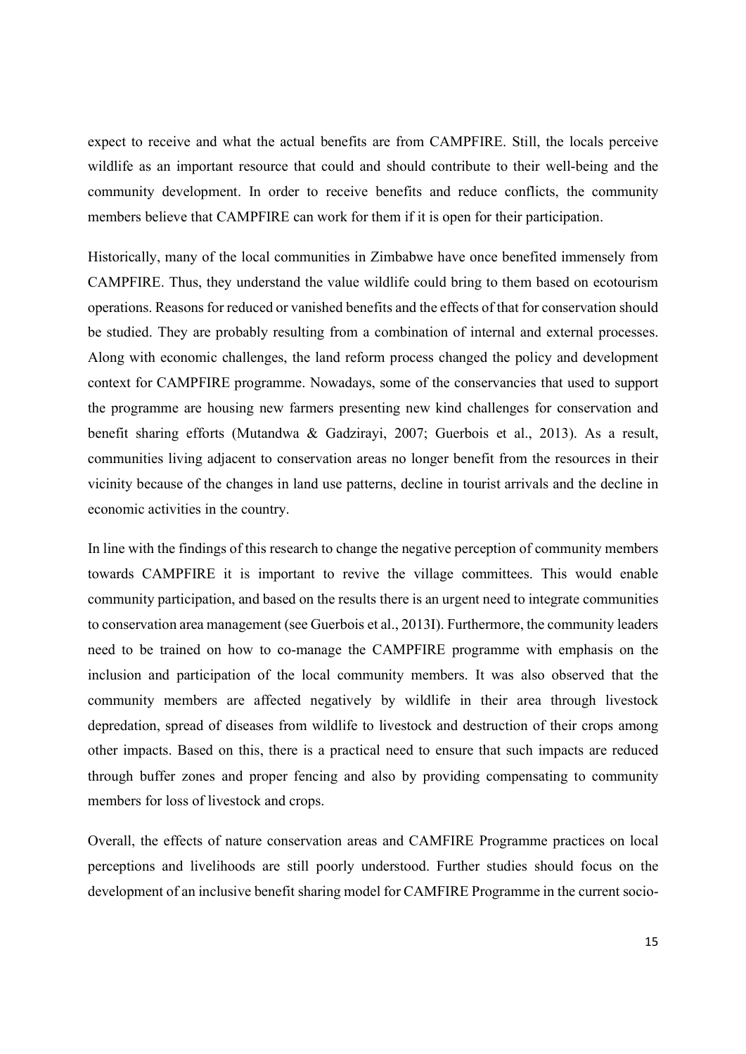expect to receive and what the actual benefits are from CAMPFIRE. Still, the locals perceive wildlife as an important resource that could and should contribute to their well-being and the community development. In order to receive benefits and reduce conflicts, the community members believe that CAMPFIRE can work for them if it is open for their participation.

Historically, many of the local communities in Zimbabwe have once benefited immensely from CAMPFIRE. Thus, they understand the value wildlife could bring to them based on ecotourism operations. Reasons for reduced or vanished benefits and the effects of that for conservation should be studied. They are probably resulting from a combination of internal and external processes. Along with economic challenges, the land reform process changed the policy and development context for CAMPFIRE programme. Nowadays, some of the conservancies that used to support the programme are housing new farmers presenting new kind challenges for conservation and benefit sharing efforts (Mutandwa & Gadzirayi, 2007; Guerbois et al., 2013). As a result, communities living adjacent to conservation areas no longer benefit from the resources in their vicinity because of the changes in land use patterns, decline in tourist arrivals and the decline in economic activities in the country.

In line with the findings of this research to change the negative perception of community members towards CAMPFIRE it is important to revive the village committees. This would enable community participation, and based on the results there is an urgent need to integrate communities to conservation area management (see Guerbois et al., 2013I). Furthermore, the community leaders need to be trained on how to co-manage the CAMPFIRE programme with emphasis on the inclusion and participation of the local community members. It was also observed that the community members are affected negatively by wildlife in their area through livestock depredation, spread of diseases from wildlife to livestock and destruction of their crops among other impacts. Based on this, there is a practical need to ensure that such impacts are reduced through buffer zones and proper fencing and also by providing compensating to community members for loss of livestock and crops.

Overall, the effects of nature conservation areas and CAMFIRE Programme practices on local perceptions and livelihoods are still poorly understood. Further studies should focus on the development of an inclusive benefit sharing model for CAMFIRE Programme in the current socio-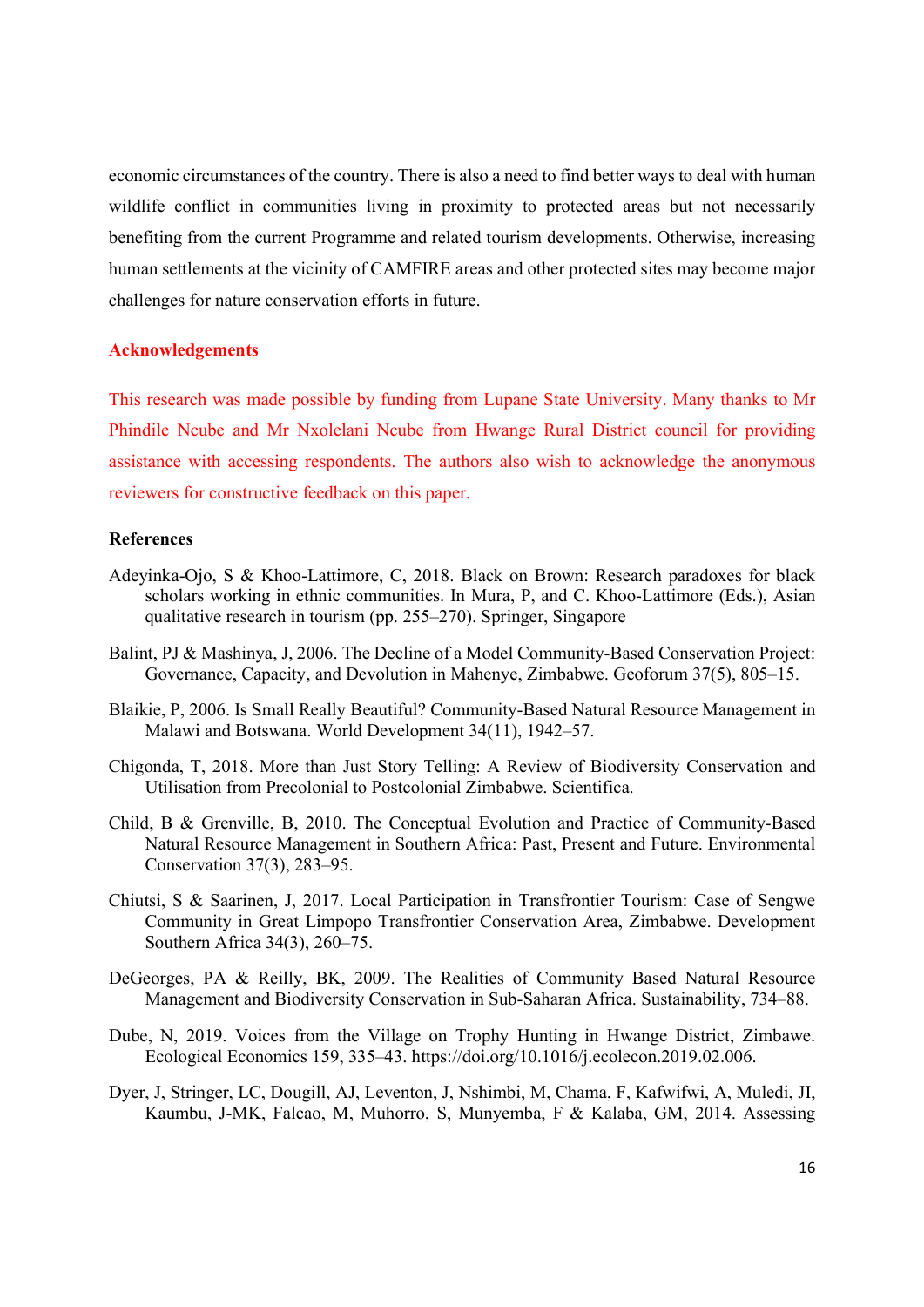economic circumstances of the country. There is also a need to find better ways to deal with human wildlife conflict in communities living in proximity to protected areas but not necessarily benefiting from the current Programme and related tourism developments. Otherwise, increasing human settlements at the vicinity of CAMFIRE areas and other protected sites may become major challenges for nature conservation efforts in future.

## Acknowledgements

This research was made possible by funding from Lupane State University. Many thanks to Mr Phindile Ncube and Mr Nxolelani Ncube from Hwange Rural District council for providing assistance with accessing respondents. The authors also wish to acknowledge the anonymous reviewers for constructive feedback on this paper.

## References

Adeyinka-Ojo, S & Khoo-Lattimore, C, 2018. Black on Brown: Research paradoxes for black scholars working in ethnic communities. In Mura, P, and C. Khoo-Lattimore (Eds.), Asian qualitative research in tourism (pp. 255–270). Springer, Singapore

Balint, PJ & Mashinya, J, 2006. The Decline of a Model Community-Based Conservation Project: Governance, Capacity, and Devolution in Mahenye, Zimbabwe. Geoforum 37(5), 805–15.

Blaikie, P, 2006. Is Small Really Beautiful? Community-Based Natural Resource Management in Malawi and Botswana. World Development 34(11), 1942–57.

Chigonda, T, 2018. More than Just Story Telling: A Review of Biodiversity Conservation and Utilisation from Precolonial to Postcolonial Zimbabwe. Scientifica.

Child, B & Grenville, B, 2010. The Conceptual Evolution and Practice of Community-Based Natural Resource Management in Southern Africa: Past, Present and Future. Environmental Conservation 37(3), 283–95.

Chiutsi, S & Saarinen, J, 2017. Local Participation in Transfrontier Tourism: Case of Sengwe Community in Great Limpopo Transfrontier Conservation Area, Zimbabwe. Development Southern Africa 34(3), 260–75.

DeGeorges, PA & Reilly, BK, 2009. The Realities of Community Based Natural Resource Management and Biodiversity Conservation in Sub-Saharan Africa. Sustainability, 734–88.

Dube, N, 2019. Voices from the Village on Trophy Hunting in Hwange District, Zimbawe. Ecological Economics 159, 335–43. https://doi.org/10.1016/j.ecolecon.2019.02.006.

Dyer, J, Stringer, LC, Dougill, AJ, Leventon, J, Nshimbi, M, Chama, F, Kafwifwi, A, Muledi, JI, Kaumbu, J-MK, Falcao, M, Muhorro, S, Munyemba, F & Kalaba, GM, 2014. Assessing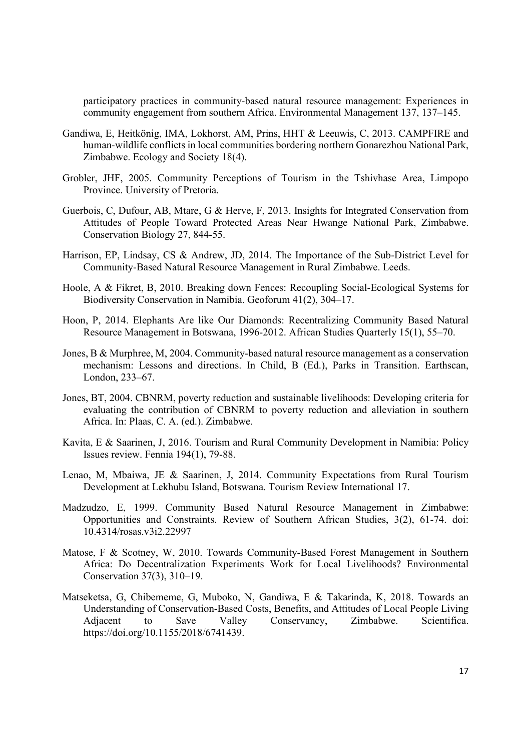participatory practices in community-based natural resource management: Experiences in community engagement from southern Africa. Environmental Management 137, 137–145.

Gandiwa, E, Heitkönig, IMA, Lokhorst, AM, Prins, HHT & Leeuwis, C, 2013. CAMPFIRE and human-wildlife conflicts in local communities bordering northern Gonarezhou National Park, Zimbabwe. Ecology and Society 18(4).

Grobler, JHF, 2005. Community Perceptions of Tourism in the Tshivhase Area, Limpopo Province. University of Pretoria.

Guerbois, C, Dufour, AB, Mtare, G & Herve, F, 2013. Insights for Integrated Conservation from Attitudes of People Toward Protected Areas Near Hwange National Park, Zimbabwe. Conservation Biology 27, 844-55.

Harrison, EP, Lindsay, CS & Andrew, JD, 2014. The Importance of the Sub-District Level for Community-Based Natural Resource Management in Rural Zimbabwe. Leeds.

Hoole, A & Fikret, B, 2010. Breaking down Fences: Recoupling Social-Ecological Systems for Biodiversity Conservation in Namibia. Geoforum 41(2), 304–17.

Hoon, P, 2014. Elephants Are like Our Diamonds: Recentralizing Community Based Natural Resource Management in Botswana, 1996-2012. African Studies Quarterly 15(1), 55–70.

Jones, B & Murphree, M, 2004. Community-based natural resource management as a conservation mechanism: Lessons and directions. In Child, B (Ed.), Parks in Transition. Earthscan, London, 233–67.

Jones, BT, 2004. CBNRM, poverty reduction and sustainable livelihoods: Developing criteria for evaluating the contribution of CBNRM to poverty reduction and alleviation in southern Africa. In: Plaas, C. A. (ed.). Zimbabwe.

Kavita, E & Saarinen, J, 2016. Tourism and Rural Community Development in Namibia: Policy Issues review. Fennia 194(1), 79-88.

Lenao, M, Mbaiwa, JE & Saarinen, J, 2014. Community Expectations from Rural Tourism Development at Lekhubu Island, Botswana. Tourism Review International 17.

Madzudzo, E, 1999. Community Based Natural Resource Management in Zimbabwe: Opportunities and Constraints. Review of Southern African Studies, 3(2), 61-74. doi: 10.4314/rosas.v3i2.22997

Matose, F & Scotney, W, 2010. Towards Community-Based Forest Management in Southern Africa: Do Decentralization Experiments Work for Local Livelihoods? Environmental Conservation 37(3), 310–19.

Matseketsa, G, Chibememe, G, Muboko, N, Gandiwa, E & Takarinda, K, 2018. Towards an Understanding of Conservation-Based Costs, Benefits, and Attitudes of Local People Living Adjacent to Save Valley Conservancy, Zimbabwe. Scientifica. https://doi.org/10.1155/2018/6741439.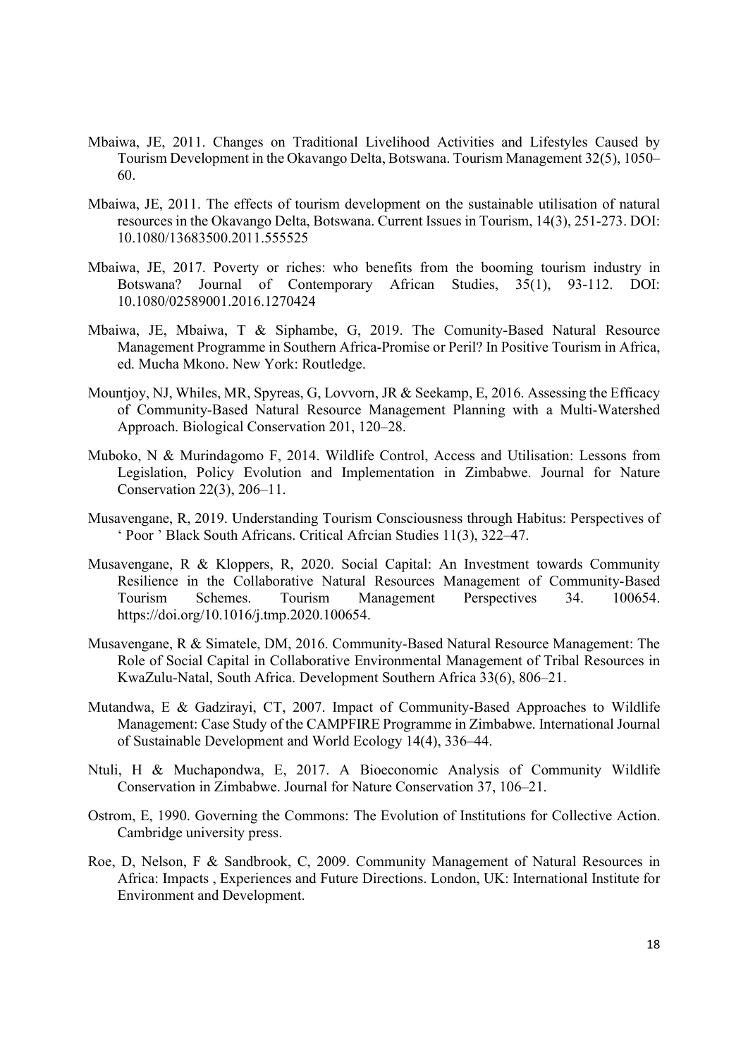Mbaiwa, JE, 2011. Changes on Traditional Livelihood Activities and Lifestyles Caused by Tourism Development in the Okavango Delta, Botswana. Tourism Management 32(5), 1050–60.

Mbaiwa, JE, 2011. The effects of tourism development on the sustainable utilisation of natural resources in the Okavango Delta, Botswana. Current Issues in Tourism, 14(3), 251-273. DOI: 10.1080/13683500.2011.555525

Mbaiwa, JE, 2017. Poverty or riches: who benefits from the booming tourism industry in Botswana? Journal of Contemporary African Studies, 35(1), 93-112. DOI: 10.1080/02589001.2016.1270424

Mbaiwa, JE, Mbaiwa, T & Siphambe, G, 2019. The Comunity-Based Natural Resource Management Programme in Southern Africa-Promise or Peril? In Positive Tourism in Africa, ed. Mucha Mkono. New York: Routledge.

Mountjoy, NJ, Whiles, MR, Spyreas, G, Lovvorn, JR & Seekamp, E, 2016. Assessing the Efficacy of Community-Based Natural Resource Management Planning with a Multi-Watershed Approach. Biological Conservation 201, 120–28.

Muboko, N & Murindagomo F, 2014. Wildlife Control, Access and Utilisation: Lessons from Legislation, Policy Evolution and Implementation in Zimbabwe. Journal for Nature Conservation 22(3), 206–11.

Musavengane, R, 2019. Understanding Tourism Consciousness through Habitus: Perspectives of ' Poor ' Black South Africans. Critical Afrcian Studies 11(3), 322–47.

Musavengane, R & Kloppers, R, 2020. Social Capital: An Investment towards Community Resilience in the Collaborative Natural Resources Management of Community-Based Tourism Schemes. Tourism Management Perspectives 34. 100654. https://doi.org/10.1016/j.tmp.2020.100654.

Musavengane, R & Simatele, DM, 2016. Community-Based Natural Resource Management: The Role of Social Capital in Collaborative Environmental Management of Tribal Resources in KwaZulu-Natal, South Africa. Development Southern Africa 33(6), 806–21.

Mutandwa, E & Gadzirayi, CT, 2007. Impact of Community-Based Approaches to Wildlife Management: Case Study of the CAMPFIRE Programme in Zimbabwe. International Journal of Sustainable Development and World Ecology 14(4), 336–44.

Ntuli, H & Muchapondwa, E, 2017. A Bioeconomic Analysis of Community Wildlife Conservation in Zimbabwe. Journal for Nature Conservation 37, 106–21.

Ostrom, E, 1990. Governing the Commons: The Evolution of Institutions for Collective Action. Cambridge university press.

Roe, D, Nelson, F & Sandbrook, C, 2009. Community Management of Natural Resources in Africa: Impacts , Experiences and Future Directions. London, UK: International Institute for Environment and Development.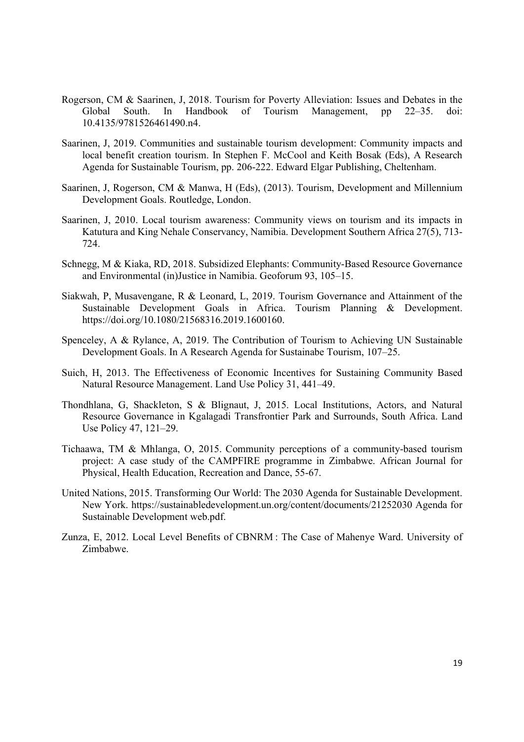Rogerson, CM & Saarinen, J, 2018. Tourism for Poverty Alleviation: Issues and Debates in the Global South. In Handbook of Tourism Management, pp 22–35. doi: 10.4135/9781526461490.n4.

Saarinen, J, 2019. Communities and sustainable tourism development: Community impacts and local benefit creation tourism. In Stephen F. McCool and Keith Bosak (Eds), A Research Agenda for Sustainable Tourism, pp. 206-222. Edward Elgar Publishing, Cheltenham.

Saarinen, J, Rogerson, CM & Manwa, H (Eds), (2013). Tourism, Development and Millennium Development Goals. Routledge, London.

Saarinen, J, 2010. Local tourism awareness: Community views on tourism and its impacts in Katutura and King Nehale Conservancy, Namibia. Development Southern Africa 27(5), 713-724.

Schnegg, M & Kiaka, RD, 2018. Subsidized Elephants: Community-Based Resource Governance and Environmental (in)Justice in Namibia. Geoforum 93, 105–15.

Siakwah, P, Musavengane, R & Leonard, L, 2019. Tourism Governance and Attainment of the Sustainable Development Goals in Africa. Tourism Planning & Development. https://doi.org/10.1080/21568316.2019.1600160.

Spenceley, A & Rylance, A, 2019. The Contribution of Tourism to Achieving UN Sustainable Development Goals. In A Research Agenda for Sustainabe Tourism, 107–25.

Suich, H, 2013. The Effectiveness of Economic Incentives for Sustaining Community Based Natural Resource Management. Land Use Policy 31, 441–49.

Thondhlana, G, Shackleton, S & Blignaut, J, 2015. Local Institutions, Actors, and Natural Resource Governance in Kgalagadi Transfrontier Park and Surrounds, South Africa. Land Use Policy 47, 121–29.

Tichaawa, TM & Mhlanga, O, 2015. Community perceptions of a community-based tourism project: A case study of the CAMPFIRE programme in Zimbabwe. African Journal for Physical, Health Education, Recreation and Dance, 55-67.

United Nations, 2015. Transforming Our World: The 2030 Agenda for Sustainable Development. New York. https://sustainabledevelopment.un.org/content/documents/21252030 Agenda for Sustainable Development web.pdf.

Zunza, E, 2012. Local Level Benefits of CBNRM : The Case of Mahenye Ward. University of Zimbabwe.